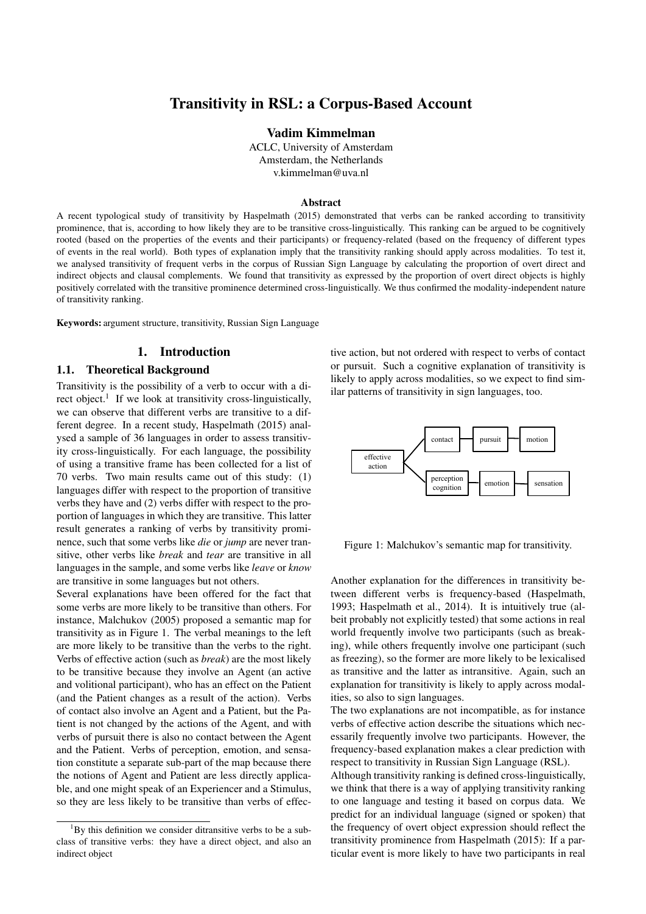# Transitivity in RSL: a Corpus-Based Account

**Vadim Kimmelman**

ACLC, University of Amsterdam
Amsterdam, the Netherlands
v.kimmelman@uva.nl

### Abstract

A recent typological study of transitivity by Haspelmath (2015) demonstrated that verbs can be ranked according to transitivity prominence, that is, according to how likely they are to be transitive cross-linguistically. This ranking can be argued to be cognitively rooted (based on the properties of the events and their participants) or frequency-related (based on the frequency of different types of events in the real world). Both types of explanation imply that the transitivity ranking should apply across modalities. To test it, we analysed transitivity of frequent verbs in the corpus of Russian Sign Language by calculating the proportion of overt direct and indirect objects and clausal complements. We found that transitivity as expressed by the proportion of overt direct objects is highly positively correlated with the transitive prominence determined cross-linguistically. We thus confirmed the modality-independent nature of transitivity ranking.

**Keywords:** argument structure, transitivity, Russian Sign Language

## 1. Introduction

### 1.1. Theoretical Background

Transitivity is the possibility of a verb to occur with a direct object.[1] If we look at transitivity cross-linguistically, we can observe that different verbs are transitive to a different degree. In a recent study, Haspelmath (2015) analysed a sample of 36 languages in order to assess transitivity cross-linguistically. For each language, the possibility of using a transitive frame has been collected for a list of 70 verbs. Two main results came out of this study: (1) languages differ with respect to the proportion of transitive verbs they have and (2) verbs differ with respect to the proportion of languages in which they are transitive. This latter result generates a ranking of verbs by transitivity prominence, such that some verbs like *die* or *jump* are never transitive, other verbs like *break* and *tear* are transitive in all languages in the sample, and some verbs like *leave* or *know* are transitive in some languages but not others.

Several explanations have been offered for the fact that some verbs are more likely to be transitive than others. For instance, Malchukov (2005) proposed a semantic map for transitivity as in Figure 1. The verbal meanings to the left are more likely to be transitive than the verbs to the right. Verbs of effective action (such as *break*) are the most likely to be transitive because they involve an Agent (an active and volitional participant), who has an effect on the Patient (and the Patient changes as a result of the action). Verbs of contact also involve an Agent and a Patient, but the Patient is not changed by the actions of the Agent, and with verbs of pursuit there is also no contact between the Agent and the Patient. Verbs of perception, emotion, and sensation constitute a separate sub-part of the map because there the notions of Agent and Patient are less directly applicable, and one might speak of an Experiencer and a Stimulus, so they are less likely to be transitive than verbs of effective action, but not ordered with respect to verbs of contact or pursuit. Such a cognitive explanation of transitivity is likely to apply across modalities, so we expect to find similar patterns of transitivity in sign languages, too.

```
                 ┌─ contact ── pursuit ── motion
effective action ┤
                 └─ perception/cognition ── emotion ── sensation
```

Figure 1: Malchukov's semantic map for transitivity.

Another explanation for the differences in transitivity between different verbs is frequency-based (Haspelmath, 1993; Haspelmath et al., 2014). It is intuitively true (albeit probably not explicitly tested) that some actions in real world frequently involve two participants (such as breaking), while others frequently involve one participant (such as freezing), so the former are more likely to be lexicalised as transitive and the latter as intransitive. Again, such an explanation for transitivity is likely to apply across modalities, so also to sign languages.

The two explanations are not incompatible, as for instance verbs of effective action describe the situations which necessarily frequently involve two participants. However, the frequency-based explanation makes a clear prediction with respect to transitivity in Russian Sign Language (RSL).

Although transitivity ranking is defined cross-linguistically, we think that there is a way of applying transitivity ranking to one language and testing it based on corpus data. We predict for an individual language (signed or spoken) that the frequency of overt object expression should reflect the transitivity prominence from Haspelmath (2015): If a particular event is more likely to have two participants in real

[1] By this definition we consider ditransitive verbs to be a subclass of transitive verbs: they have a direct object, and also an indirect object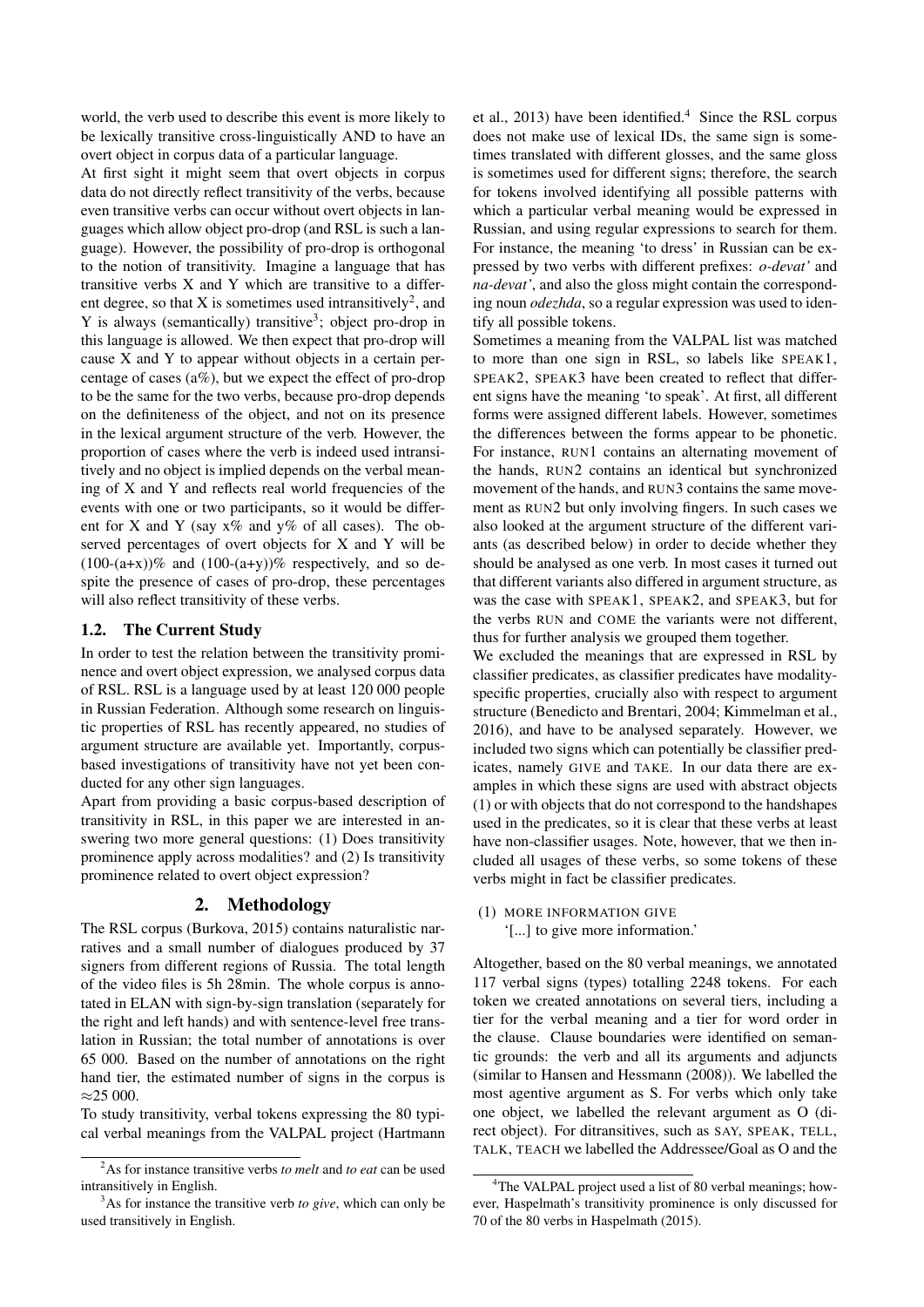world, the verb used to describe this event is more likely to be lexically transitive cross-linguistically AND to have an overt object in corpus data of a particular language.

At first sight it might seem that overt objects in corpus data do not directly reflect transitivity of the verbs, because even transitive verbs can occur without overt objects in languages which allow object pro-drop (and RSL is such a language). However, the possibility of pro-drop is orthogonal to the notion of transitivity. Imagine a language that has transitive verbs X and Y which are transitive to a different degree, so that X is sometimes used intransitively[2], and Y is always (semantically) transitive[3]; object pro-drop in this language is allowed. We then expect that pro-drop will cause X and Y to appear without objects in a certain percentage of cases (a%), but we expect the effect of pro-drop to be the same for the two verbs, because pro-drop depends on the definiteness of the object, and not on its presence in the lexical argument structure of the verb. However, the proportion of cases where the verb is indeed used intransitively and no object is implied depends on the verbal meaning of X and Y and reflects real world frequencies of the events with one or two participants, so it would be different for X and Y (say x% and y% of all cases). The observed percentages of overt objects for X and Y will be (100-(a+x))% and (100-(a+y))% respectively, and so despite the presence of cases of pro-drop, these percentages will also reflect transitivity of these verbs.

### 1.2. The Current Study

In order to test the relation between the transitivity prominence and overt object expression, we analysed corpus data of RSL. RSL is a language used by at least 120 000 people in Russian Federation. Although some research on linguistic properties of RSL has recently appeared, no studies of argument structure are available yet. Importantly, corpus-based investigations of transitivity have not yet been conducted for any other sign languages.

Apart from providing a basic corpus-based description of transitivity in RSL, in this paper we are interested in answering two more general questions: (1) Does transitivity prominence apply across modalities? and (2) Is transitivity prominence related to overt object expression?

## 2. Methodology

The RSL corpus (Burkova, 2015) contains naturalistic narratives and a small number of dialogues produced by 37 signers from different regions of Russia. The total length of the video files is 5h 28min. The whole corpus is annotated in ELAN with sign-by-sign translation (separately for the right and left hands) and with sentence-level free translation in Russian; the total number of annotations is over 65 000. Based on the number of annotations on the right hand tier, the estimated number of signs in the corpus is ≈25 000.

To study transitivity, verbal tokens expressing the 80 typical verbal meanings from the VALPAL project (Hartmann et al., 2013) have been identified.[4] Since the RSL corpus does not make use of lexical IDs, the same sign is sometimes translated with different glosses, and the same gloss is sometimes used for different signs; therefore, the search for tokens involved identifying all possible patterns with which a particular verbal meaning would be expressed in Russian, and using regular expressions to search for them. For instance, the meaning 'to dress' in Russian can be expressed by two verbs with different prefixes: *o-devat'* and *na-devat'*, and also the gloss might contain the corresponding noun *odezhda*, so a regular expression was used to identify all possible tokens.

Sometimes a meaning from the VALPAL list was matched to more than one sign in RSL, so labels like SPEAK1, SPEAK2, SPEAK3 have been created to reflect that different signs have the meaning 'to speak'. At first, all different forms were assigned different labels. However, sometimes the differences between the forms appear to be phonetic. For instance, RUN1 contains an alternating movement of the hands, RUN2 contains an identical but synchronized movement of the hands, and RUN3 contains the same movement as RUN2 but only involving fingers. In such cases we also looked at the argument structure of the different variants (as described below) in order to decide whether they should be analysed as one verb. In most cases it turned out that different variants also differed in argument structure, as was the case with SPEAK1, SPEAK2, and SPEAK3, but for the verbs RUN and COME the variants were not different, thus for further analysis we grouped them together.

We excluded the meanings that are expressed in RSL by classifier predicates, as classifier predicates have modality-specific properties, crucially also with respect to argument structure (Benedicto and Brentari, 2004; Kimmelman et al., 2016), and have to be analysed separately. However, we included two signs which can potentially be classifier predicates, namely GIVE and TAKE. In our data there are examples in which these signs are used with abstract objects (1) or with objects that do not correspond to the handshapes used in the predicates, so it is clear that these verbs at least have non-classifier usages. Note, however, that we then included all usages of these verbs, so some tokens of these verbs might in fact be classifier predicates.

(1) MORE INFORMATION GIVE
'[...] to give more information.'

Altogether, based on the 80 verbal meanings, we annotated 117 verbal signs (types) totalling 2248 tokens. For each token we created annotations on several tiers, including a tier for the verbal meaning and a tier for word order in the clause. Clause boundaries were identified on semantic grounds: the verb and all its arguments and adjuncts (similar to Hansen and Hessmann (2008)). We labelled the most agentive argument as S. For verbs which only take one object, we labelled the relevant argument as O (direct object). For ditransitives, such as SAY, SPEAK, TELL, TALK, TEACH we labelled the Addressee/Goal as O and the

[2] As for instance transitive verbs *to melt* and *to eat* can be used intransitively in English.

[3] As for instance the transitive verb *to give*, which can only be used transitively in English.

[4] The VALPAL project used a list of 80 verbal meanings; however, Haspelmath's transitivity prominence is only discussed for 70 of the 80 verbs in Haspelmath (2015).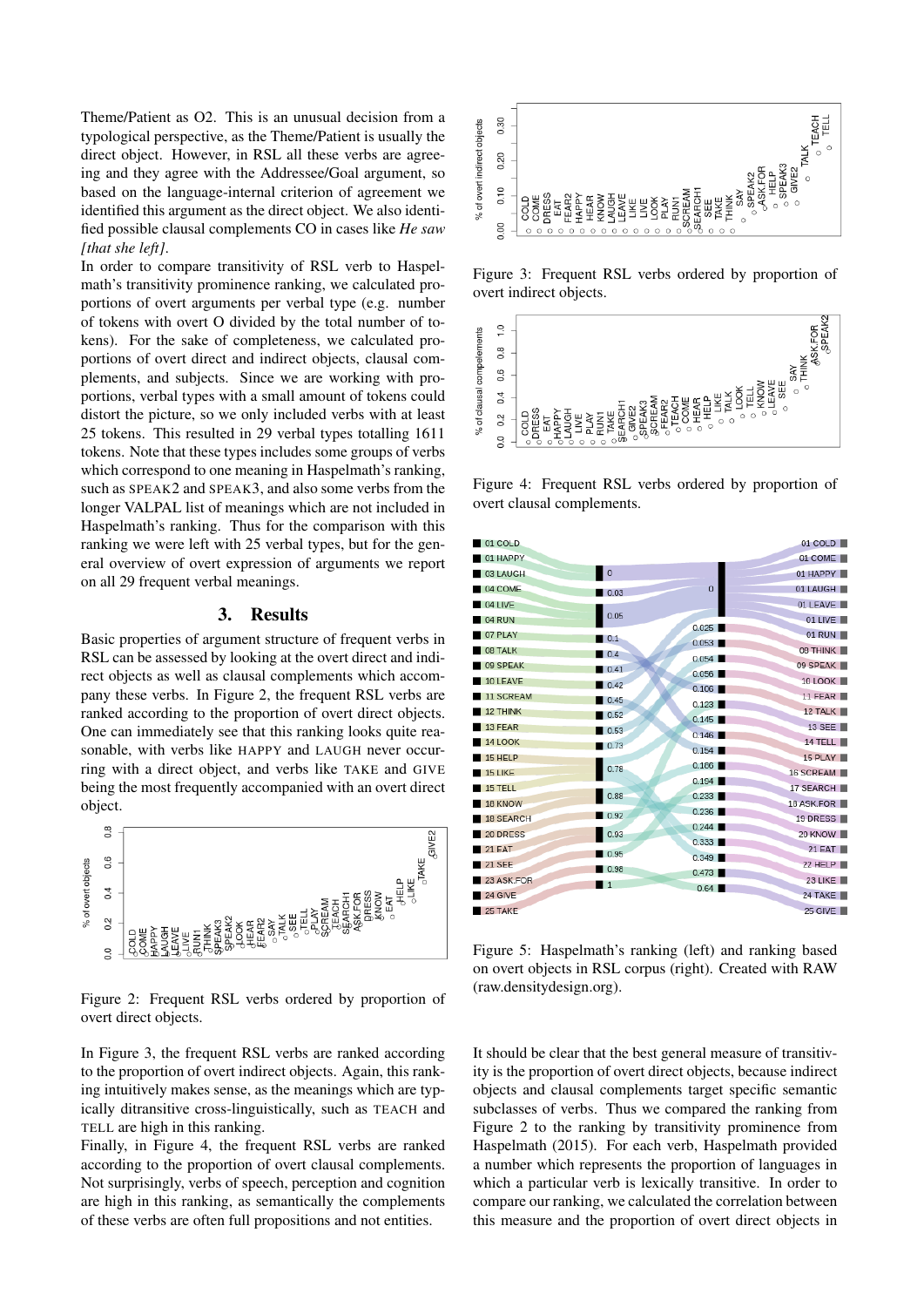Theme/Patient as O2. This is an unusual decision from a typological perspective, as the Theme/Patient is usually the direct object. However, in RSL all these verbs are agreeing and they agree with the Addressee/Goal argument, so based on the language-internal criterion of agreement we identified this argument as the direct object. We also identified possible clausal complements CO in cases like *He saw [that she left]*.

In order to compare transitivity of RSL verb to Haspelmath's transitivity prominence ranking, we calculated proportions of overt arguments per verbal type (e.g. number of tokens with overt O divided by the total number of tokens). For the sake of completeness, we calculated proportions of overt direct and indirect objects, clausal complements, and subjects. Since we are working with proportions, verbal types with a small amount of tokens could distort the picture, so we only included verbs with at least 25 tokens. This resulted in 29 verbal types totalling 1611 tokens. Note that these types includes some groups of verbs which correspond to one meaning in Haspelmath's ranking, such as SPEAK2 and SPEAK3, and also some verbs from the longer VALPAL list of meanings which are not included in Haspelmath's ranking. Thus for the comparison with this ranking we were left with 25 verbal types, but for the general overview of overt expression of arguments we report on all 29 frequent verbal meanings.

## 3. Results

Basic properties of argument structure of frequent verbs in RSL can be assessed by looking at the overt direct and indirect objects as well as clausal complements which accompany these verbs. In Figure 2, the frequent RSL verbs are ranked according to the proportion of overt direct objects. One can immediately see that this ranking looks quite reasonable, with verbs like HAPPY and LAUGH never occurring with a direct object, and verbs like TAKE and GIVE being the most frequently accompanied with an overt direct object.

Figure 2: Frequent RSL verbs ordered by proportion of overt direct objects.

In Figure 3, the frequent RSL verbs are ranked according to the proportion of overt indirect objects. Again, this ranking intuitively makes sense, as the meanings which are typically ditransitive cross-linguistically, such as TEACH and TELL are high in this ranking.

Finally, in Figure 4, the frequent RSL verbs are ranked according to the proportion of overt clausal complements. Not surprisingly, verbs of speech, perception and cognition are high in this ranking, as semantically the complements of these verbs are often full propositions and not entities.

Figure 3: Frequent RSL verbs ordered by proportion of overt indirect objects.

Figure 4: Frequent RSL verbs ordered by proportion of overt clausal complements.

Figure 5: Haspelmath's ranking (left) and ranking based on overt objects in RSL corpus (right). Created with RAW (raw.densitydesign.org).

It should be clear that the best general measure of transitivity is the proportion of overt direct objects, because indirect objects and clausal complements target specific semantic subclasses of verbs. Thus we compared the ranking from Figure 2 to the ranking by transitivity prominence from Haspelmath (2015). For each verb, Haspelmath provided a number which represents the proportion of languages in which a particular verb is lexically transitive. In order to compare our ranking, we calculated the correlation between this measure and the proportion of overt direct objects in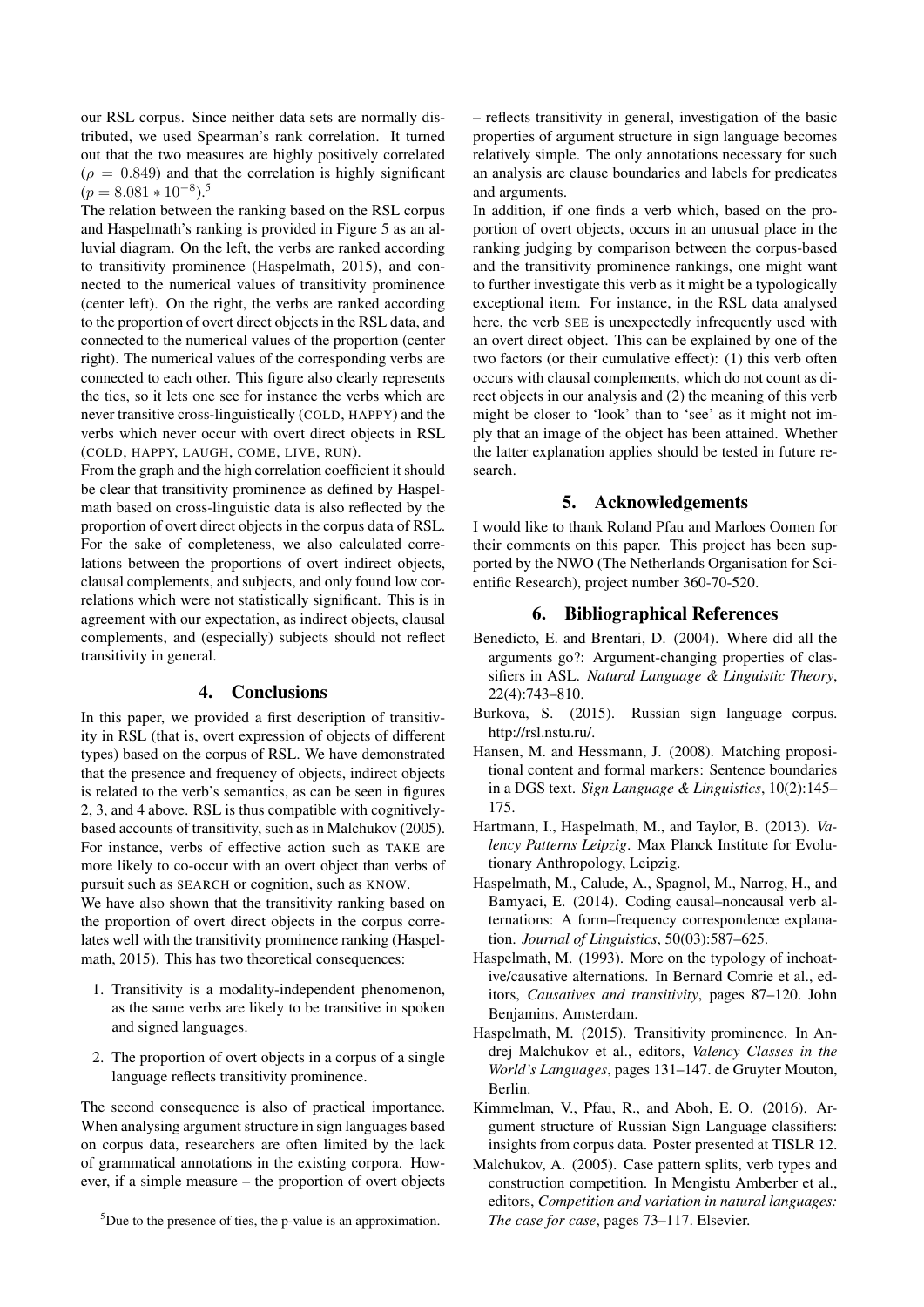our RSL corpus. Since neither data sets are normally distributed, we used Spearman's rank correlation. It turned out that the two measures are highly positively correlated ($\rho = 0.849$) and that the correlation is highly significant ($p = 8.081 * 10^{-8}$).[5]

The relation between the ranking based on the RSL corpus and Haspelmath's ranking is provided in Figure 5 as an alluvial diagram. On the left, the verbs are ranked according to transitivity prominence (Haspelmath, 2015), and connected to the numerical values of transitivity prominence (center left). On the right, the verbs are ranked according to the proportion of overt direct objects in the RSL data, and connected to the numerical values of the proportion (center right). The numerical values of the corresponding verbs are connected to each other. This figure also clearly represents the ties, so it lets one see for instance the verbs which are never transitive cross-linguistically (COLD, HAPPY) and the verbs which never occur with overt direct objects in RSL (COLD, HAPPY, LAUGH, COME, LIVE, RUN).

From the graph and the high correlation coefficient it should be clear that transitivity prominence as defined by Haspelmath based on cross-linguistic data is also reflected by the proportion of overt direct objects in the corpus data of RSL. For the sake of completeness, we also calculated correlations between the proportions of overt indirect objects, clausal complements, and subjects, and only found low correlations which were not statistically significant. This is in agreement with our expectation, as indirect objects, clausal complements, and (especially) subjects should not reflect transitivity in general.

## 4. Conclusions

In this paper, we provided a first description of transitivity in RSL (that is, overt expression of objects of different types) based on the corpus of RSL. We have demonstrated that the presence and frequency of objects, indirect objects is related to the verb's semantics, as can be seen in figures 2, 3, and 4 above. RSL is thus compatible with cognitively-based accounts of transitivity, such as in Malchukov (2005). For instance, verbs of effective action such as TAKE are more likely to co-occur with an overt object than verbs of pursuit such as SEARCH or cognition, such as KNOW.

We have also shown that the transitivity ranking based on the proportion of overt direct objects in the corpus correlates well with the transitivity prominence ranking (Haspelmath, 2015). This has two theoretical consequences:

1. Transitivity is a modality-independent phenomenon, as the same verbs are likely to be transitive in spoken and signed languages.
2. The proportion of overt objects in a corpus of a single language reflects transitivity prominence.

The second consequence is also of practical importance. When analysing argument structure in sign languages based on corpus data, researchers are often limited by the lack of grammatical annotations in the existing corpora. However, if a simple measure – the proportion of overt objects – reflects transitivity in general, investigation of the basic properties of argument structure in sign language becomes relatively simple. The only annotations necessary for such an analysis are clause boundaries and labels for predicates and arguments.

In addition, if one finds a verb which, based on the proportion of overt objects, occurs in an unusual place in the ranking judging by comparison between the corpus-based and the transitivity prominence rankings, one might want to further investigate this verb as it might be a typologically exceptional item. For instance, in the RSL data analysed here, the verb SEE is unexpectedly infrequently used with an overt direct object. This can be explained by one of the two factors (or their cumulative effect): (1) this verb often occurs with clausal complements, which do not count as direct objects in our analysis and (2) the meaning of this verb might be closer to 'look' than to 'see' as it might not imply that an image of the object has been attained. Whether the latter explanation applies should be tested in future research.

## 5. Acknowledgements

I would like to thank Roland Pfau and Marloes Oomen for their comments on this paper. This project has been supported by the NWO (The Netherlands Organisation for Scientific Research), project number 360-70-520.

## 6. Bibliographical References

Benedicto, E. and Brentari, D. (2004). Where did all the arguments go?: Argument-changing properties of classifiers in ASL. *Natural Language & Linguistic Theory*, 22(4):743–810.

Burkova, S. (2015). Russian sign language corpus. http://rsl.nstu.ru/.

Hansen, M. and Hessmann, J. (2008). Matching propositional content and formal markers: Sentence boundaries in a DGS text. *Sign Language & Linguistics*, 10(2):145–175.

Hartmann, I., Haspelmath, M., and Taylor, B. (2013). *Valency Patterns Leipzig*. Max Planck Institute for Evolutionary Anthropology, Leipzig.

Haspelmath, M., Calude, A., Spagnol, M., Narrog, H., and Bamyaci, E. (2014). Coding causal–noncausal verb alternations: A form–frequency correspondence explanation. *Journal of Linguistics*, 50(03):587–625.

Haspelmath, M. (1993). More on the typology of inchoative/causative alternations. In Bernard Comrie et al., editors, *Causatives and transitivity*, pages 87–120. John Benjamins, Amsterdam.

Haspelmath, M. (2015). Transitivity prominence. In Andrej Malchukov et al., editors, *Valency Classes in the World's Languages*, pages 131–147. de Gruyter Mouton, Berlin.

Kimmelman, V., Pfau, R., and Aboh, E. O. (2016). Argument structure of Russian Sign Language classifiers: insights from corpus data. Poster presented at TISLR 12.

Malchukov, A. (2005). Case pattern splits, verb types and construction competition. In Mengistu Amberber et al., editors, *Competition and variation in natural languages: The case for case*, pages 73–117. Elsevier.

[5] Due to the presence of ties, the p-value is an approximation.